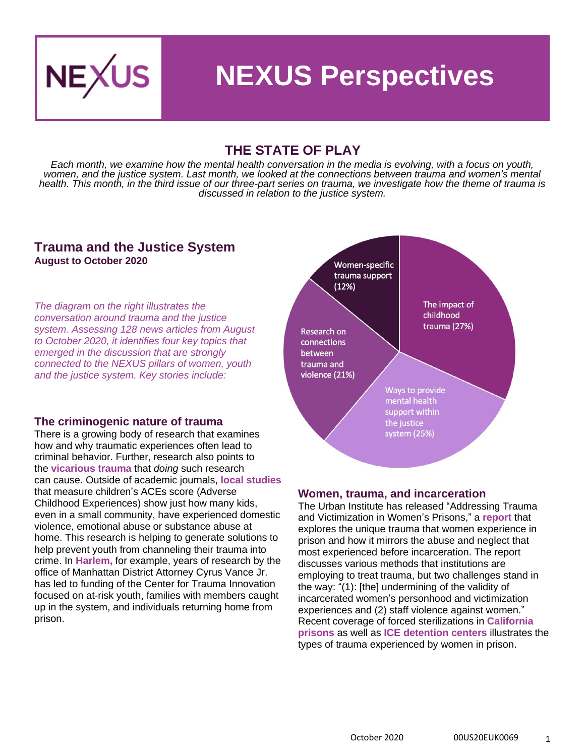# NEXUS Perspectives

## THE STATE OF PLAY

*Each month, we examine how the mental health conversation in the media is evolving, with a focus on youth, women, and the justice system. Last month, we looked at the connections between trauma and women's mental health. This month, in the third issue of our three-part series on trauma, we investigate how the theme of trauma is discussed in relation to the justice system.*

## Trauma and the Justice System

**August to October 2020**

*The diagram on the right illustrates the conversation around trauma and the justice system. Assessing 128 news articles from August to October 2020, it identifies four key topics that emerged in the discussion that are strongly connected to the NEXUS pillars of women, youth and the justice system. Key stories include:*

- Women-specific trauma support (12%)
- The impact of childhood trauma (27%)
- Research on connections between trauma and violence (21%)
- Ways to provide mental health support within the justice system (25%)

### The criminogenic nature of trauma

There is a growing body of research that examines how and why traumatic experiences often lead to criminal behavior. Further, research also points to the **vicarious trauma** that *doing* such research can cause. Outside of academic journals, **local studies** that measure children's ACEs score (Adverse Childhood Experiences) show just how many kids, even in a small community, have experienced domestic violence, emotional abuse or substance abuse at home. This research is helping to generate solutions to help prevent youth from channeling their trauma into crime. In **Harlem,** for example, years of research by the office of Manhattan District Attorney Cyrus Vance Jr. has led to funding of the Center for Trauma Innovation focused on at-risk youth, families with members caught up in the system, and individuals returning home from prison.

### Women, trauma, and incarceration

The Urban Institute has released "Addressing Trauma and Victimization in Women's Prisons," a **report** that explores the unique trauma that women experience in prison and how it mirrors the abuse and neglect that most experienced before incarceration. The report discusses various methods that institutions are employing to treat trauma, but two challenges stand in the way: "(1): [the] undermining of the validity of incarcerated women's personhood and victimization experiences and (2) staff violence against women." Recent coverage of forced sterilizations in **California prisons** as well as **ICE detention centers** illustrates the types of trauma experienced by women in prison.

October 2020 00US20EUK0069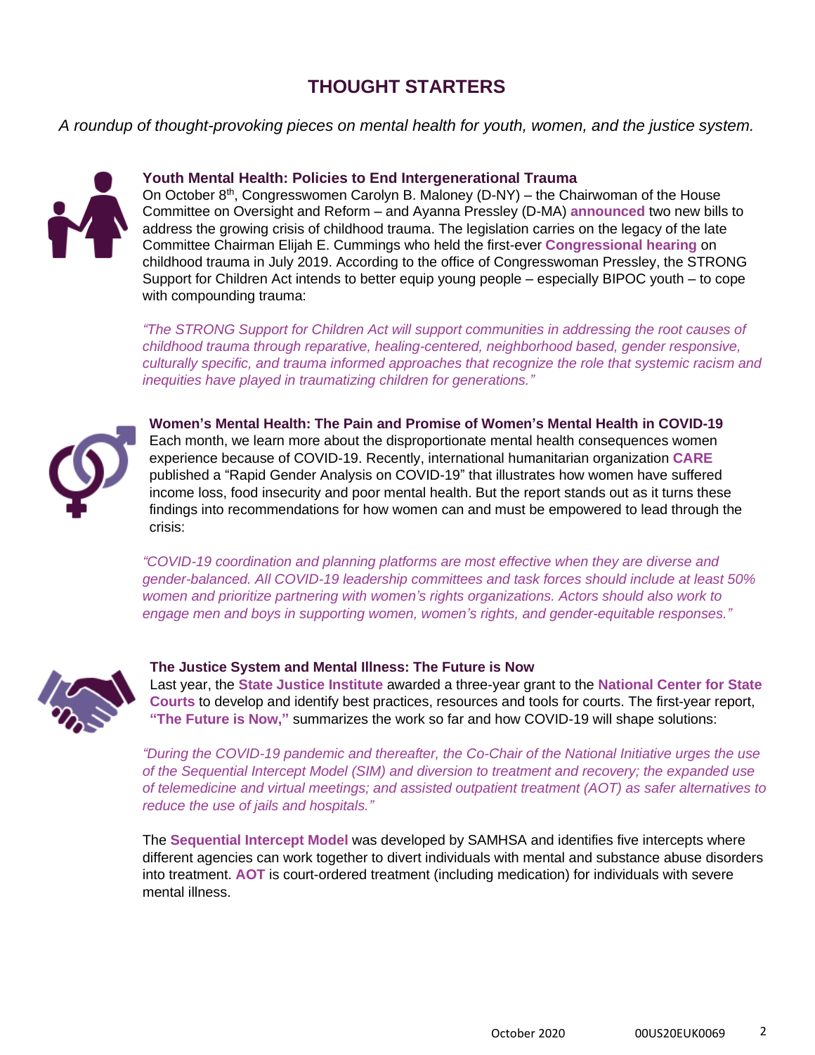# THOUGHT STARTERS

*A roundup of thought-provoking pieces on mental health for youth, women, and the justice system.*

### Youth Mental Health: Policies to End Intergenerational Trauma

On October 8th, Congresswomen Carolyn B. Maloney (D-NY) – the Chairwoman of the House Committee on Oversight and Reform – and Ayanna Pressley (D-MA) **announced** two new bills to address the growing crisis of childhood trauma. The legislation carries on the legacy of the late Committee Chairman Elijah E. Cummings who held the first-ever **Congressional hearing** on childhood trauma in July 2019. According to the office of Congresswoman Pressley, the STRONG Support for Children Act intends to better equip young people – especially BIPOC youth – to cope with compounding trauma:

*"The STRONG Support for Children Act will support communities in addressing the root causes of childhood trauma through reparative, healing-centered, neighborhood based, gender responsive, culturally specific, and trauma informed approaches that recognize the role that systemic racism and inequities have played in traumatizing children for generations."*

### Women's Mental Health: The Pain and Promise of Women's Mental Health in COVID-19

Each month, we learn more about the disproportionate mental health consequences women experience because of COVID-19. Recently, international humanitarian organization **CARE** published a "Rapid Gender Analysis on COVID-19" that illustrates how women have suffered income loss, food insecurity and poor mental health. But the report stands out as it turns these findings into recommendations for how women can and must be empowered to lead through the crisis:

*"COVID-19 coordination and planning platforms are most effective when they are diverse and gender-balanced. All COVID-19 leadership committees and task forces should include at least 50% women and prioritize partnering with women's rights organizations. Actors should also work to engage men and boys in supporting women, women's rights, and gender-equitable responses."*

### The Justice System and Mental Illness: The Future is Now

Last year, the **State Justice Institute** awarded a three-year grant to the **National Center for State Courts** to develop and identify best practices, resources and tools for courts. The first-year report, **"The Future is Now,"** summarizes the work so far and how COVID-19 will shape solutions:

*"During the COVID-19 pandemic and thereafter, the Co-Chair of the National Initiative urges the use of the Sequential Intercept Model (SIM) and diversion to treatment and recovery; the expanded use of telemedicine and virtual meetings; and assisted outpatient treatment (AOT) as safer alternatives to reduce the use of jails and hospitals."*

The **Sequential Intercept Model** was developed by SAMHSA and identifies five intercepts where different agencies can work together to divert individuals with mental and substance abuse disorders into treatment. **AOT** is court-ordered treatment (including medication) for individuals with severe mental illness.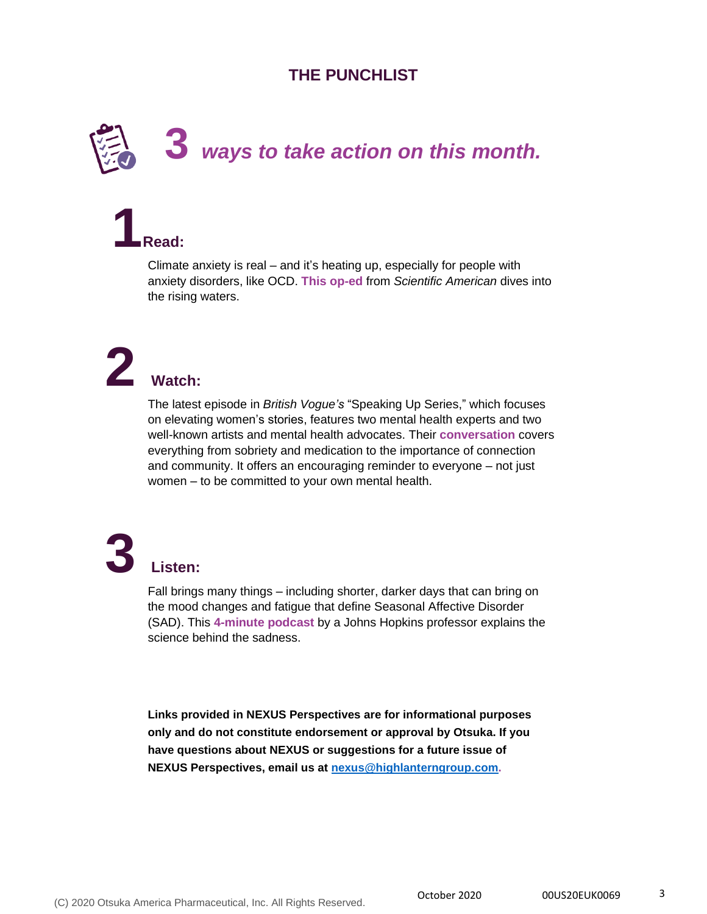## THE PUNCHLIST

# 3 *ways to take action on this month.*

### 1 Read:

Climate anxiety is real – and it's heating up, especially for people with anxiety disorders, like OCD. **This op-ed** from *Scientific American* dives into the rising waters.

### 2 Watch:

The latest episode in *British Vogue's* "Speaking Up Series," which focuses on elevating women's stories, features two mental health experts and two well-known artists and mental health advocates. Their **conversation** covers everything from sobriety and medication to the importance of connection and community. It offers an encouraging reminder to everyone – not just women – to be committed to your own mental health.

### 3 Listen:

Fall brings many things – including shorter, darker days that can bring on the mood changes and fatigue that define Seasonal Affective Disorder (SAD). This **4-minute podcast** by a Johns Hopkins professor explains the science behind the sadness.

**Links provided in NEXUS Perspectives are for informational purposes only and do not constitute endorsement or approval by Otsuka. If you have questions about NEXUS or suggestions for a future issue of NEXUS Perspectives, email us at [nexus@highlanterngroup.com](mailto:nexus@highlanterngroup.com).**

(C) 2020 Otsuka America Pharmaceutical, Inc. All Rights Reserved. October 2020 00US20EUK0069